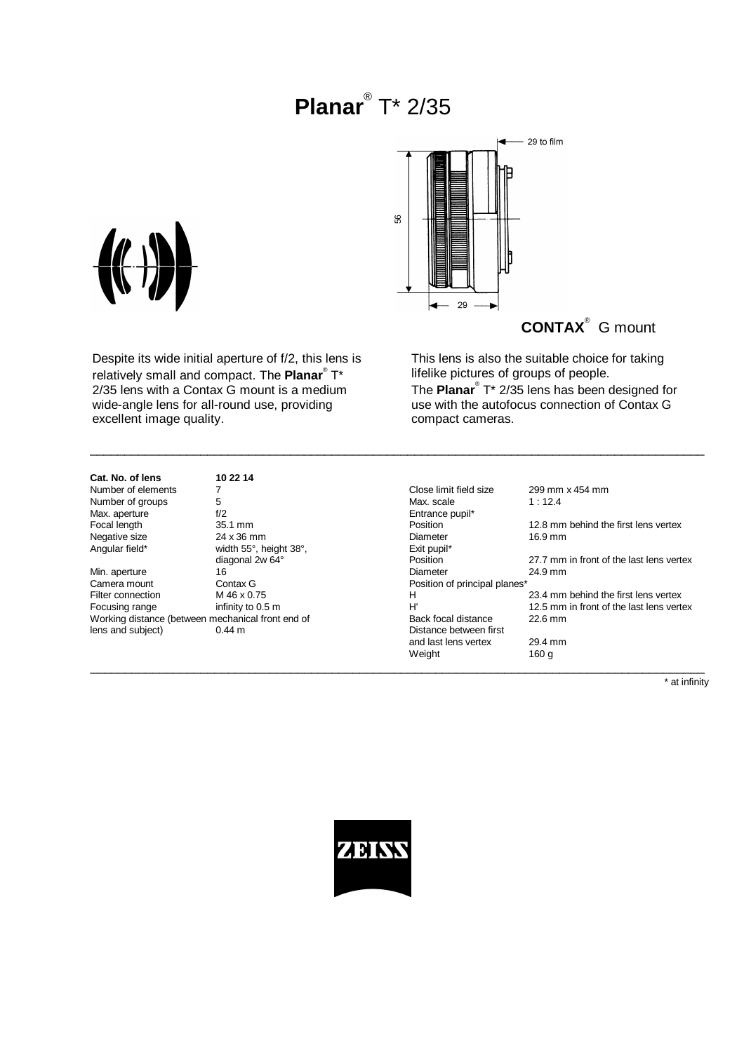# **Planar**® T* 2/35

29 to film

56

29

**CONTAX**® G mount

Despite its wide initial aperture of f/2, this lens is relatively small and compact. The **Planar**® T* 2/35 lens with a Contax G mount is a medium wide-angle lens for all-round use, providing excellent image quality.

This lens is also the suitable choice for taking lifelike pictures of groups of people.
The **Planar**® T* 2/35 lens has been designed for use with the autofocus connection of Contax G compact cameras.

| **Cat. No. of lens** | **10 22 14** |
|---|---|
| Number of elements | 7 |
| Number of groups | 5 |
| Max. aperture | f/2 |
| Focal length | 35.1 mm |
| Negative size | 24 x 36 mm |
| Angular field* | width 55°, height 38°, diagonal 2w 64° |
| Min. aperture | 16 |
| Camera mount | Contax G |
| Filter connection | M 46 x 0.75 |
| Focusing range | infinity to 0.5 m |
| Working distance (between mechanical front end of lens and subject) | 0.44 m |

| | |
|---|---|
| Close limit field size | 299 mm x 454 mm |
| Max. scale | 1 : 12.4 |
| Entrance pupil* | |
| Position | 12.8 mm behind the first lens vertex |
| Diameter | 16.9 mm |
| Exit pupil* | |
| Position | 27.7 mm in front of the last lens vertex |
| Diameter | 24.9 mm |
| Position of principal planes* | |
| H | 23.4 mm behind the first lens vertex |
| H' | 12.5 mm in front of the last lens vertex |
| Back focal distance | 22.6 mm |
| Distance between first and last lens vertex | 29.4 mm |
| Weight | 160 g |

* at infinity

ZEISS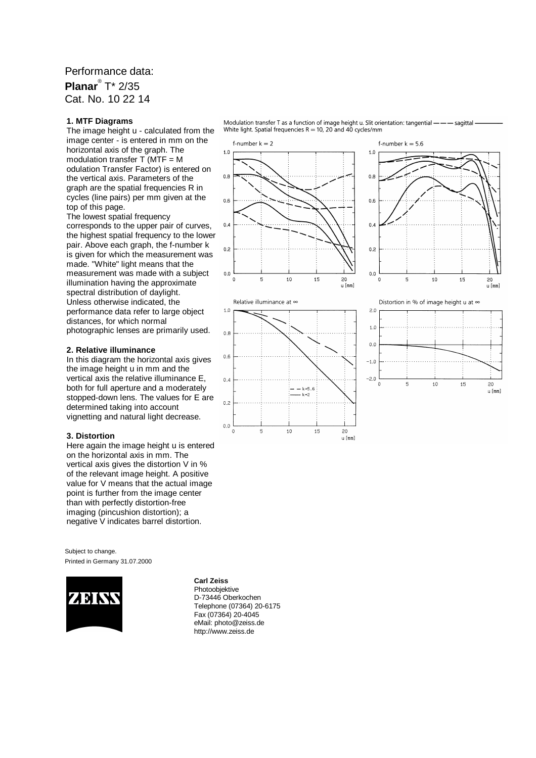Performance data:

**Planar**® T* 2/35

Cat. No. 10 22 14

### 1. MTF Diagrams

The image height u - calculated from the image center - is entered in mm on the horizontal axis of the graph. The modulation transfer T (MTF = M odulation Transfer Factor) is entered on the vertical axis. Parameters of the graph are the spatial frequencies R in cycles (line pairs) per mm given at the top of this page.

The lowest spatial frequency corresponds to the upper pair of curves, the highest spatial frequency to the lower pair. Above each graph, the f-number k is given for which the measurement was made. "White" light means that the measurement was made with a subject illumination having the approximate spectral distribution of daylight.

Unless otherwise indicated, the performance data refer to large object distances, for which normal photographic lenses are primarily used.

### 2. Relative illuminance

In this diagram the horizontal axis gives the image height u in mm and the vertical axis the relative illuminance E, both for full aperture and a moderately stopped-down lens. The values for E are determined taking into account vignetting and natural light decrease.

### 3. Distortion

Here again the image height u is entered on the horizontal axis in mm. The vertical axis gives the distortion V in % of the relevant image height. A positive value for V means that the actual image point is further from the image center than with perfectly distortion-free imaging (pincushion distortion); a negative V indicates barrel distortion.

Modulation transfer T as a function of image height u. Slit orientation: tangential – – – sagittal ——
White light. Spatial frequencies R = 10, 20 and 40 cycles/mm

f-number k = 2

1.0
0.8
0.6
0.4
0.2
0.0
0 5 10 15 20
u [mm]

f-number k = 5.6

1.0
0.8
0.6
0.4
0.2
0.0
0 5 10 15 20
u [mm]

Relative illuminance at ∞

1.0
0.8
0.6
0.4
0.2
0.0
0 5 10 15 20
u [mm]

– – k=5.6
—— k=2

Distortion in % of image height u at ∞

2.0
1.0
0.0
−1.0
−2.0
0 5 10 15 20
u [mm]

Subject to change.

Printed in Germany 31.07.2000

ZEISS

**Carl Zeiss**
Photoobjektive
D-73446 Oberkochen
Telephone (07364) 20-6175
Fax (07364) 20-4045
eMail: photo@zeiss.de
http://www.zeiss.de